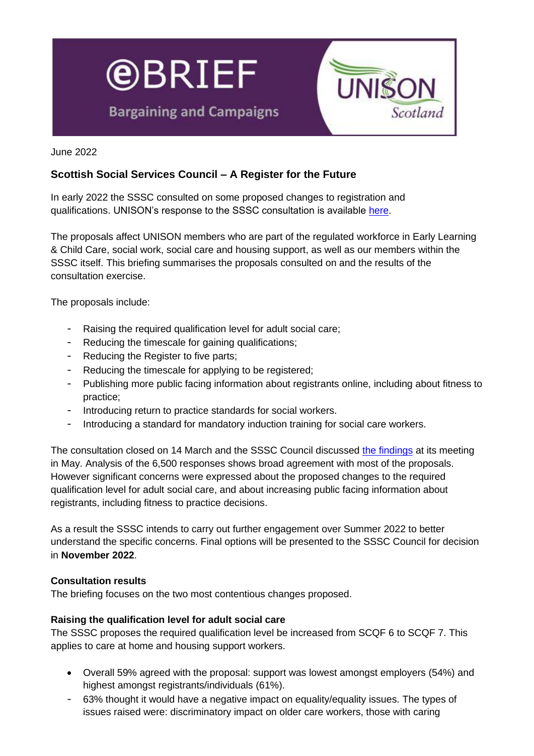# eBRIEF

Bargaining and Campaigns

UNISON Scotland

June 2022

## Scottish Social Services Council – A Register for the Future

In early 2022 the SSSC consulted on some proposed changes to registration and qualifications. UNISON's response to the SSSC consultation is available here.

The proposals affect UNISON members who are part of the regulated workforce in Early Learning & Child Care, social work, social care and housing support, as well as our members within the SSSC itself. This briefing summarises the proposals consulted on and the results of the consultation exercise.

The proposals include:

- Raising the required qualification level for adult social care;
- Reducing the timescale for gaining qualifications;
- Reducing the Register to five parts;
- Reducing the timescale for applying to be registered;
- Publishing more public facing information about registrants online, including about fitness to practice;
- Introducing return to practice standards for social workers.
- Introducing a standard for mandatory induction training for social care workers.

The consultation closed on 14 March and the SSSC Council discussed the findings at its meeting in May. Analysis of the 6,500 responses shows broad agreement with most of the proposals. However significant concerns were expressed about the proposed changes to the required qualification level for adult social care, and about increasing public facing information about registrants, including fitness to practice decisions.

As a result the SSSC intends to carry out further engagement over Summer 2022 to better understand the specific concerns. Final options will be presented to the SSSC Council for decision in **November 2022**.

**Consultation results**
The briefing focuses on the two most contentious changes proposed.

**Raising the qualification level for adult social care**
The SSSC proposes the required qualification level be increased from SCQF 6 to SCQF 7. This applies to care at home and housing support workers.

- Overall 59% agreed with the proposal: support was lowest amongst employers (54%) and highest amongst registrants/individuals (61%).
- 63% thought it would have a negative impact on equality/equality issues. The types of issues raised were: discriminatory impact on older care workers, those with caring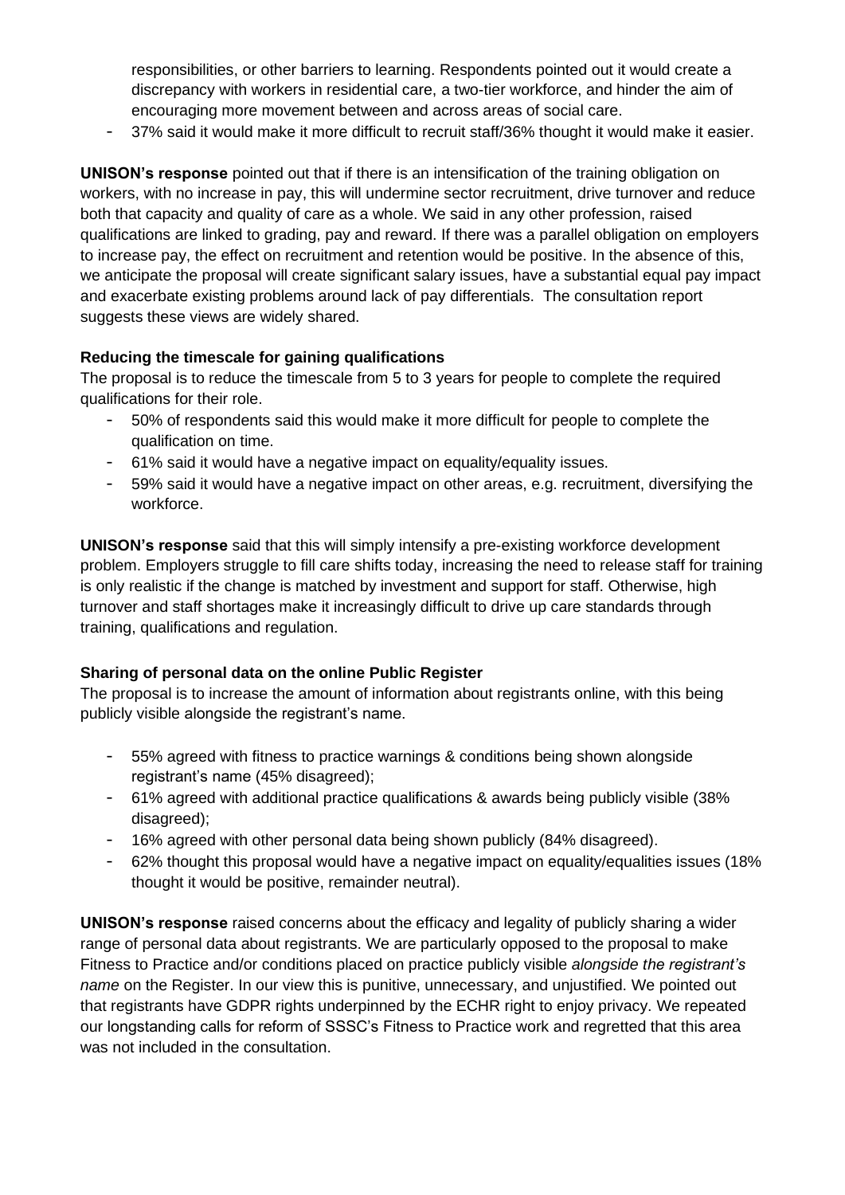responsibilities, or other barriers to learning. Respondents pointed out it would create a discrepancy with workers in residential care, a two-tier workforce, and hinder the aim of encouraging more movement between and across areas of social care.
- 37% said it would make it more difficult to recruit staff/36% thought it would make it easier.

**UNISON's response** pointed out that if there is an intensification of the training obligation on workers, with no increase in pay, this will undermine sector recruitment, drive turnover and reduce both that capacity and quality of care as a whole. We said in any other profession, raised qualifications are linked to grading, pay and reward. If there was a parallel obligation on employers to increase pay, the effect on recruitment and retention would be positive. In the absence of this, we anticipate the proposal will create significant salary issues, have a substantial equal pay impact and exacerbate existing problems around lack of pay differentials. The consultation report suggests these views are widely shared.

**Reducing the timescale for gaining qualifications**

The proposal is to reduce the timescale from 5 to 3 years for people to complete the required qualifications for their role.

- 50% of respondents said this would make it more difficult for people to complete the qualification on time.
- 61% said it would have a negative impact on equality/equality issues.
- 59% said it would have a negative impact on other areas, e.g. recruitment, diversifying the workforce.

**UNISON's response** said that this will simply intensify a pre-existing workforce development problem. Employers struggle to fill care shifts today, increasing the need to release staff for training is only realistic if the change is matched by investment and support for staff. Otherwise, high turnover and staff shortages make it increasingly difficult to drive up care standards through training, qualifications and regulation.

**Sharing of personal data on the online Public Register**

The proposal is to increase the amount of information about registrants online, with this being publicly visible alongside the registrant's name.

- 55% agreed with fitness to practice warnings & conditions being shown alongside registrant's name (45% disagreed);
- 61% agreed with additional practice qualifications & awards being publicly visible (38% disagreed);
- 16% agreed with other personal data being shown publicly (84% disagreed).
- 62% thought this proposal would have a negative impact on equality/equalities issues (18% thought it would be positive, remainder neutral).

**UNISON's response** raised concerns about the efficacy and legality of publicly sharing a wider range of personal data about registrants. We are particularly opposed to the proposal to make Fitness to Practice and/or conditions placed on practice publicly visible *alongside the registrant's name* on the Register. In our view this is punitive, unnecessary, and unjustified. We pointed out that registrants have GDPR rights underpinned by the ECHR right to enjoy privacy. We repeated our longstanding calls for reform of SSSC's Fitness to Practice work and regretted that this area was not included in the consultation.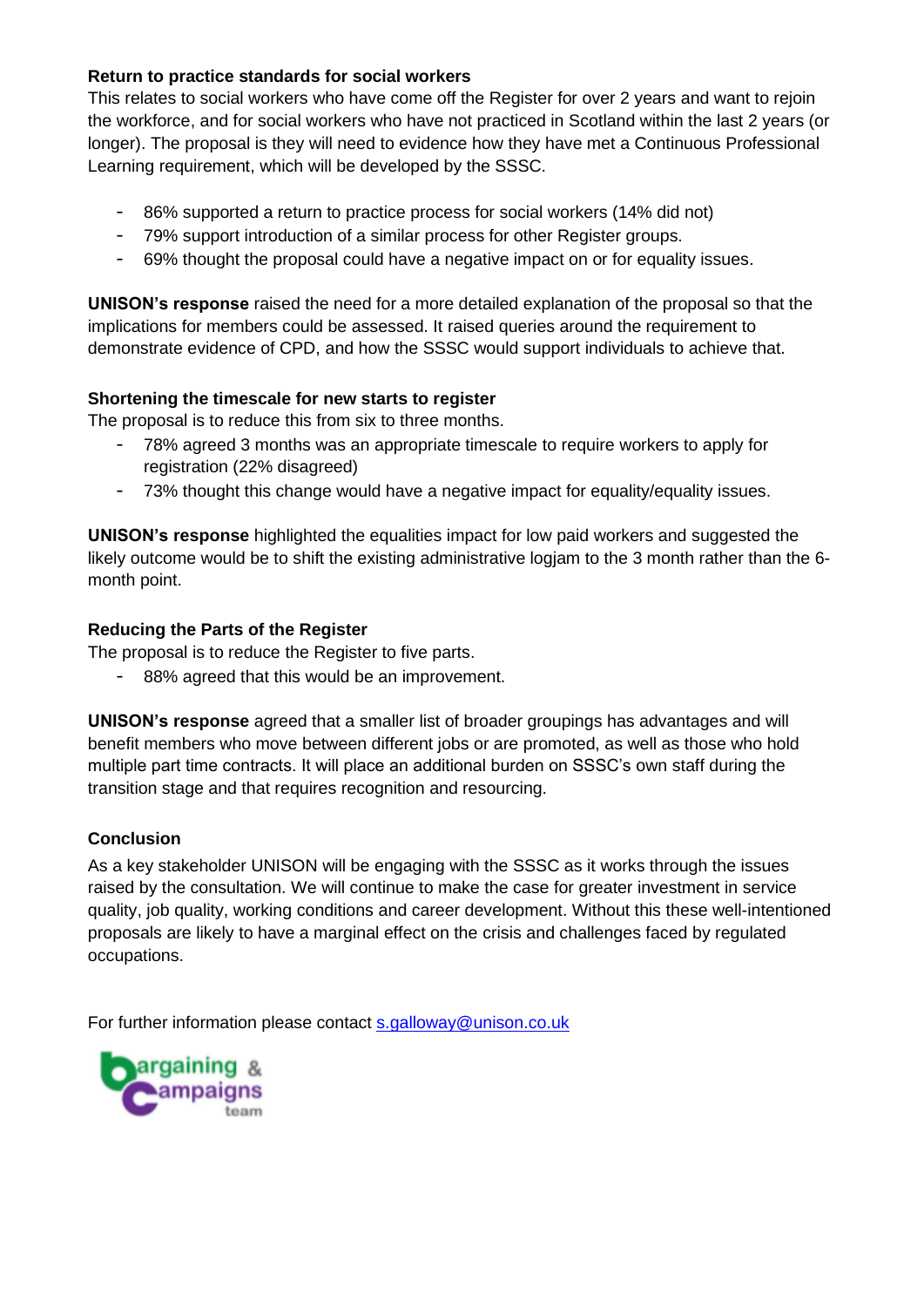**Return to practice standards for social workers**

This relates to social workers who have come off the Register for over 2 years and want to rejoin the workforce, and for social workers who have not practiced in Scotland within the last 2 years (or longer). The proposal is they will need to evidence how they have met a Continuous Professional Learning requirement, which will be developed by the SSSC.

- 86% supported a return to practice process for social workers (14% did not)
- 79% support introduction of a similar process for other Register groups.
- 69% thought the proposal could have a negative impact on or for equality issues.

**UNISON's response** raised the need for a more detailed explanation of the proposal so that the implications for members could be assessed. It raised queries around the requirement to demonstrate evidence of CPD, and how the SSSC would support individuals to achieve that.

**Shortening the timescale for new starts to register**

The proposal is to reduce this from six to three months.

- 78% agreed 3 months was an appropriate timescale to require workers to apply for registration (22% disagreed)
- 73% thought this change would have a negative impact for equality/equality issues.

**UNISON's response** highlighted the equalities impact for low paid workers and suggested the likely outcome would be to shift the existing administrative logjam to the 3 month rather than the 6-month point.

**Reducing the Parts of the Register**

The proposal is to reduce the Register to five parts.

- 88% agreed that this would be an improvement.

**UNISON's response** agreed that a smaller list of broader groupings has advantages and will benefit members who move between different jobs or are promoted, as well as those who hold multiple part time contracts. It will place an additional burden on SSSC's own staff during the transition stage and that requires recognition and resourcing.

**Conclusion**

As a key stakeholder UNISON will be engaging with the SSSC as it works through the issues raised by the consultation. We will continue to make the case for greater investment in service quality, job quality, working conditions and career development. Without this these well-intentioned proposals are likely to have a marginal effect on the crisis and challenges faced by regulated occupations.

For further information please contact s.galloway@unison.co.uk

Bargaining & Campaigns team